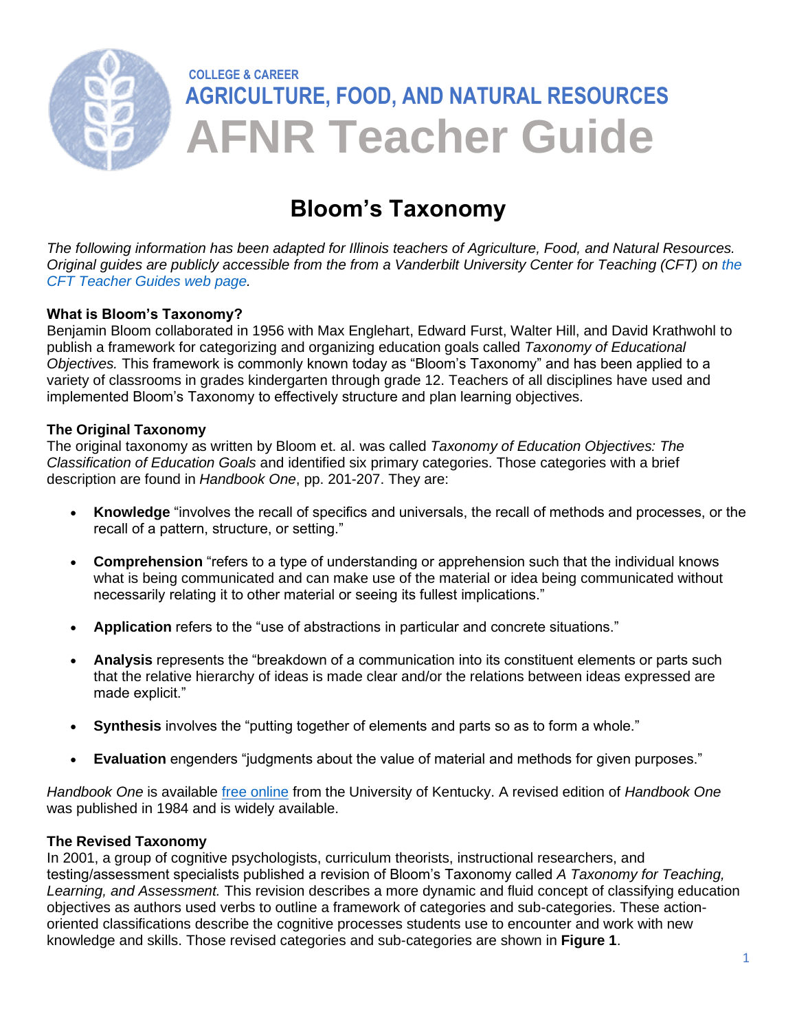COLLEGE & CAREER

AGRICULTURE, FOOD, AND NATURAL RESOURCES

# AFNR Teacher Guide

## Bloom's Taxonomy

*The following information has been adapted for Illinois teachers of Agriculture, Food, and Natural Resources. Original guides are publicly accessible from the from a Vanderbilt University Center for Teaching (CFT) on the CFT Teacher Guides web page.*

### What is Bloom's Taxonomy?

Benjamin Bloom collaborated in 1956 with Max Englehart, Edward Furst, Walter Hill, and David Krathwohl to publish a framework for categorizing and organizing education goals called *Taxonomy of Educational Objectives.* This framework is commonly known today as "Bloom's Taxonomy" and has been applied to a variety of classrooms in grades kindergarten through grade 12. Teachers of all disciplines have used and implemented Bloom's Taxonomy to effectively structure and plan learning objectives.

### The Original Taxonomy

The original taxonomy as written by Bloom et. al. was called *Taxonomy of Education Objectives: The Classification of Education Goals* and identified six primary categories. Those categories with a brief description are found in *Handbook One*, pp. 201-207. They are:

- **Knowledge** "involves the recall of specifics and universals, the recall of methods and processes, or the recall of a pattern, structure, or setting."
- **Comprehension** "refers to a type of understanding or apprehension such that the individual knows what is being communicated and can make use of the material or idea being communicated without necessarily relating it to other material or seeing its fullest implications."
- **Application** refers to the "use of abstractions in particular and concrete situations."
- **Analysis** represents the "breakdown of a communication into its constituent elements or parts such that the relative hierarchy of ideas is made clear and/or the relations between ideas expressed are made explicit."
- **Synthesis** involves the "putting together of elements and parts so as to form a whole."
- **Evaluation** engenders "judgments about the value of material and methods for given purposes."

*Handbook One* is available free online from the University of Kentucky. A revised edition of *Handbook One* was published in 1984 and is widely available.

### The Revised Taxonomy

In 2001, a group of cognitive psychologists, curriculum theorists, instructional researchers, and testing/assessment specialists published a revision of Bloom's Taxonomy called *A Taxonomy for Teaching, Learning, and Assessment.* This revision describes a more dynamic and fluid concept of classifying education objectives as authors used verbs to outline a framework of categories and sub-categories. These action-oriented classifications describe the cognitive processes students use to encounter and work with new knowledge and skills. Those revised categories and sub-categories are shown in **Figure 1**.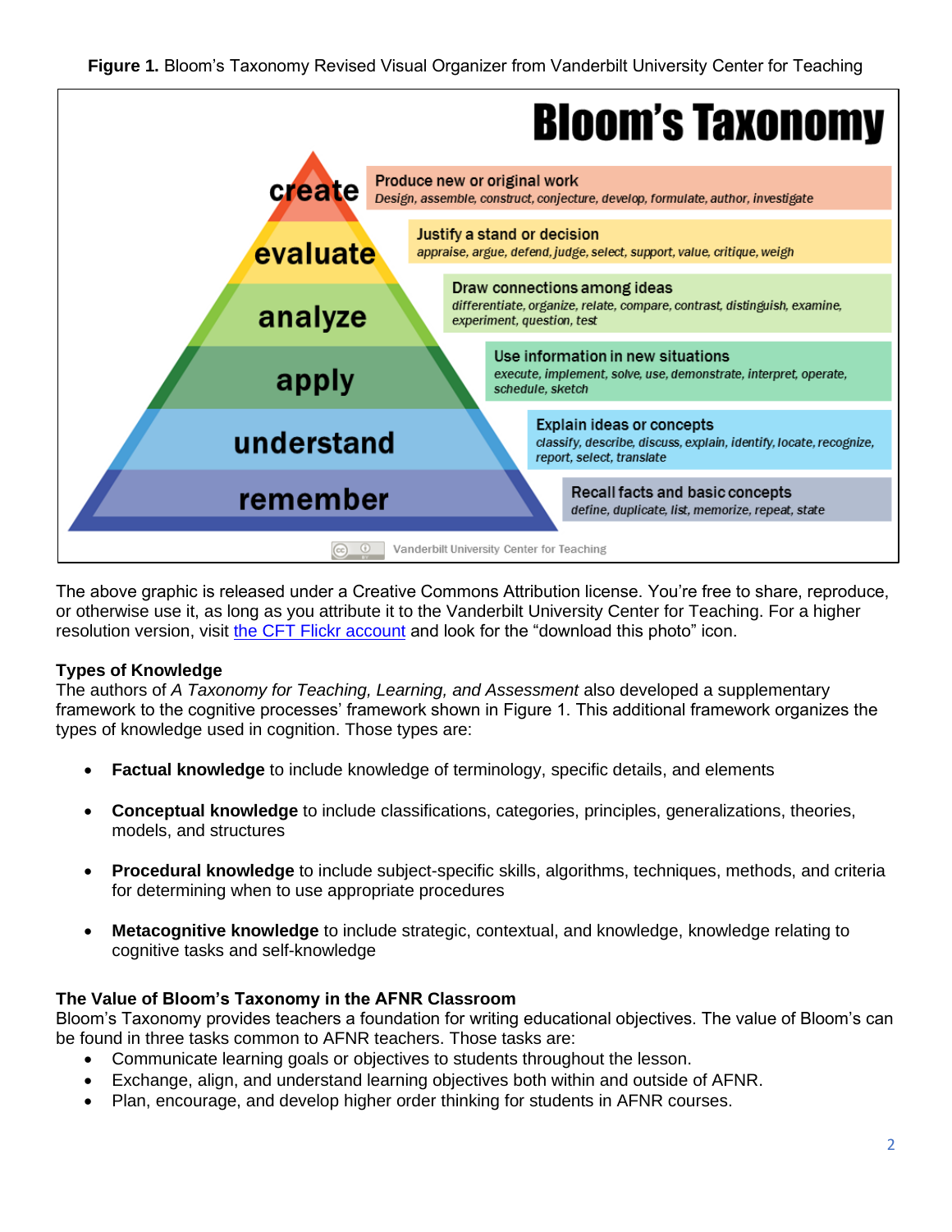**Figure 1.** Bloom's Taxonomy Revised Visual Organizer from Vanderbilt University Center for Teaching

**Bloom's Taxonomy**

| Level | Description |
|---|---|
| create | Produce new or original work<br>*Design, assemble, construct, conjecture, develop, formulate, author, investigate* |
| evaluate | Justify a stand or decision<br>*appraise, argue, defend, judge, select, support, value, critique, weigh* |
| analyze | Draw connections among ideas<br>*differentiate, organize, relate, compare, contrast, distinguish, examine, experiment, question, test* |
| apply | Use information in new situations<br>*execute, implement, solve, use, demonstrate, interpret, operate, schedule, sketch* |
| understand | Explain ideas or concepts<br>*classify, describe, discuss, explain, identify, locate, recognize, report, select, translate* |
| remember | Recall facts and basic concepts<br>*define, duplicate, list, memorize, repeat, state* |

Vanderbilt University Center for Teaching

The above graphic is released under a Creative Commons Attribution license. You're free to share, reproduce, or otherwise use it, as long as you attribute it to the Vanderbilt University Center for Teaching. For a higher resolution version, visit the CFT Flickr account and look for the "download this photo" icon.

**Types of Knowledge**

The authors of *A Taxonomy for Teaching, Learning, and Assessment* also developed a supplementary framework to the cognitive processes' framework shown in Figure 1. This additional framework organizes the types of knowledge used in cognition. Those types are:

- **Factual knowledge** to include knowledge of terminology, specific details, and elements
- **Conceptual knowledge** to include classifications, categories, principles, generalizations, theories, models, and structures
- **Procedural knowledge** to include subject-specific skills, algorithms, techniques, methods, and criteria for determining when to use appropriate procedures
- **Metacognitive knowledge** to include strategic, contextual, and knowledge, knowledge relating to cognitive tasks and self-knowledge

**The Value of Bloom's Taxonomy in the AFNR Classroom**

Bloom's Taxonomy provides teachers a foundation for writing educational objectives. The value of Bloom's can be found in three tasks common to AFNR teachers. Those tasks are:

- Communicate learning goals or objectives to students throughout the lesson.
- Exchange, align, and understand learning objectives both within and outside of AFNR.
- Plan, encourage, and develop higher order thinking for students in AFNR courses.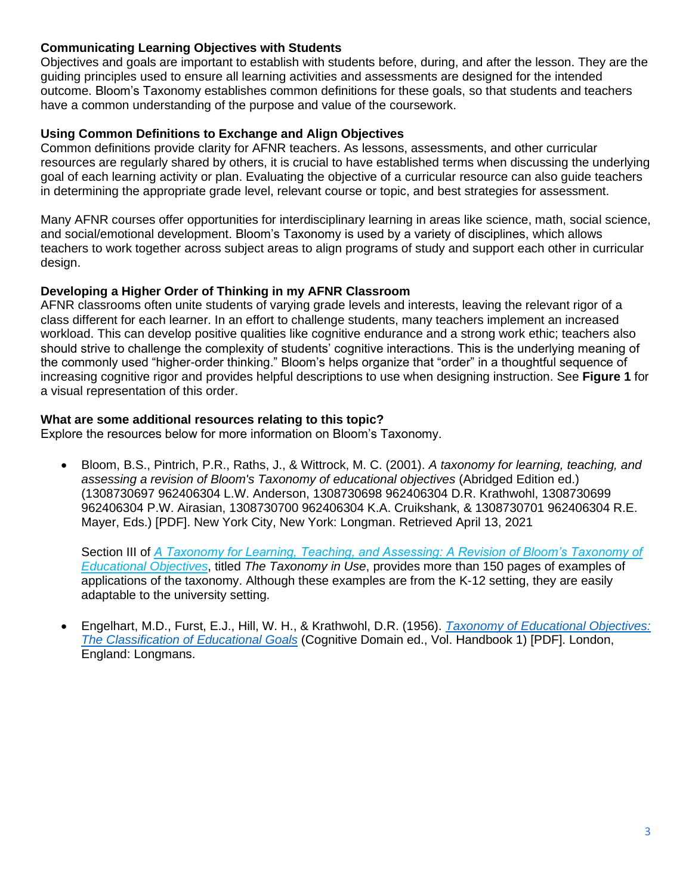**Communicating Learning Objectives with Students**

Objectives and goals are important to establish with students before, during, and after the lesson. They are the guiding principles used to ensure all learning activities and assessments are designed for the intended outcome. Bloom's Taxonomy establishes common definitions for these goals, so that students and teachers have a common understanding of the purpose and value of the coursework.

**Using Common Definitions to Exchange and Align Objectives**

Common definitions provide clarity for AFNR teachers. As lessons, assessments, and other curricular resources are regularly shared by others, it is crucial to have established terms when discussing the underlying goal of each learning activity or plan. Evaluating the objective of a curricular resource can also guide teachers in determining the appropriate grade level, relevant course or topic, and best strategies for assessment.

Many AFNR courses offer opportunities for interdisciplinary learning in areas like science, math, social science, and social/emotional development. Bloom's Taxonomy is used by a variety of disciplines, which allows teachers to work together across subject areas to align programs of study and support each other in curricular design.

**Developing a Higher Order of Thinking in my AFNR Classroom**

AFNR classrooms often unite students of varying grade levels and interests, leaving the relevant rigor of a class different for each learner. In an effort to challenge students, many teachers implement an increased workload. This can develop positive qualities like cognitive endurance and a strong work ethic; teachers also should strive to challenge the complexity of students' cognitive interactions. This is the underlying meaning of the commonly used "higher-order thinking." Bloom's helps organize that "order" in a thoughtful sequence of increasing cognitive rigor and provides helpful descriptions to use when designing instruction. See **Figure 1** for a visual representation of this order.

**What are some additional resources relating to this topic?**

Explore the resources below for more information on Bloom's Taxonomy.

- Bloom, B.S., Pintrich, P.R., Raths, J., & Wittrock, M. C. (2001). *A taxonomy for learning, teaching, and assessing a revision of Bloom's Taxonomy of educational objectives* (Abridged Edition ed.) (1308730697 962406304 L.W. Anderson, 1308730698 962406304 D.R. Krathwohl, 1308730699 962406304 P.W. Airasian, 1308730700 962406304 K.A. Cruikshank, & 1308730701 962406304 R.E. Mayer, Eds.) [PDF]. New York City, New York: Longman. Retrieved April 13, 2021

  Section III of *A Taxonomy for Learning, Teaching, and Assessing: A Revision of Bloom's Taxonomy of Educational Objectives*, titled *The Taxonomy in Use*, provides more than 150 pages of examples of applications of the taxonomy. Although these examples are from the K-12 setting, they are easily adaptable to the university setting.

- Engelhart, M.D., Furst, E.J., Hill, W. H., & Krathwohl, D.R. (1956). *Taxonomy of Educational Objectives: The Classification of Educational Goals* (Cognitive Domain ed., Vol. Handbook 1) [PDF]. London, England: Longmans.